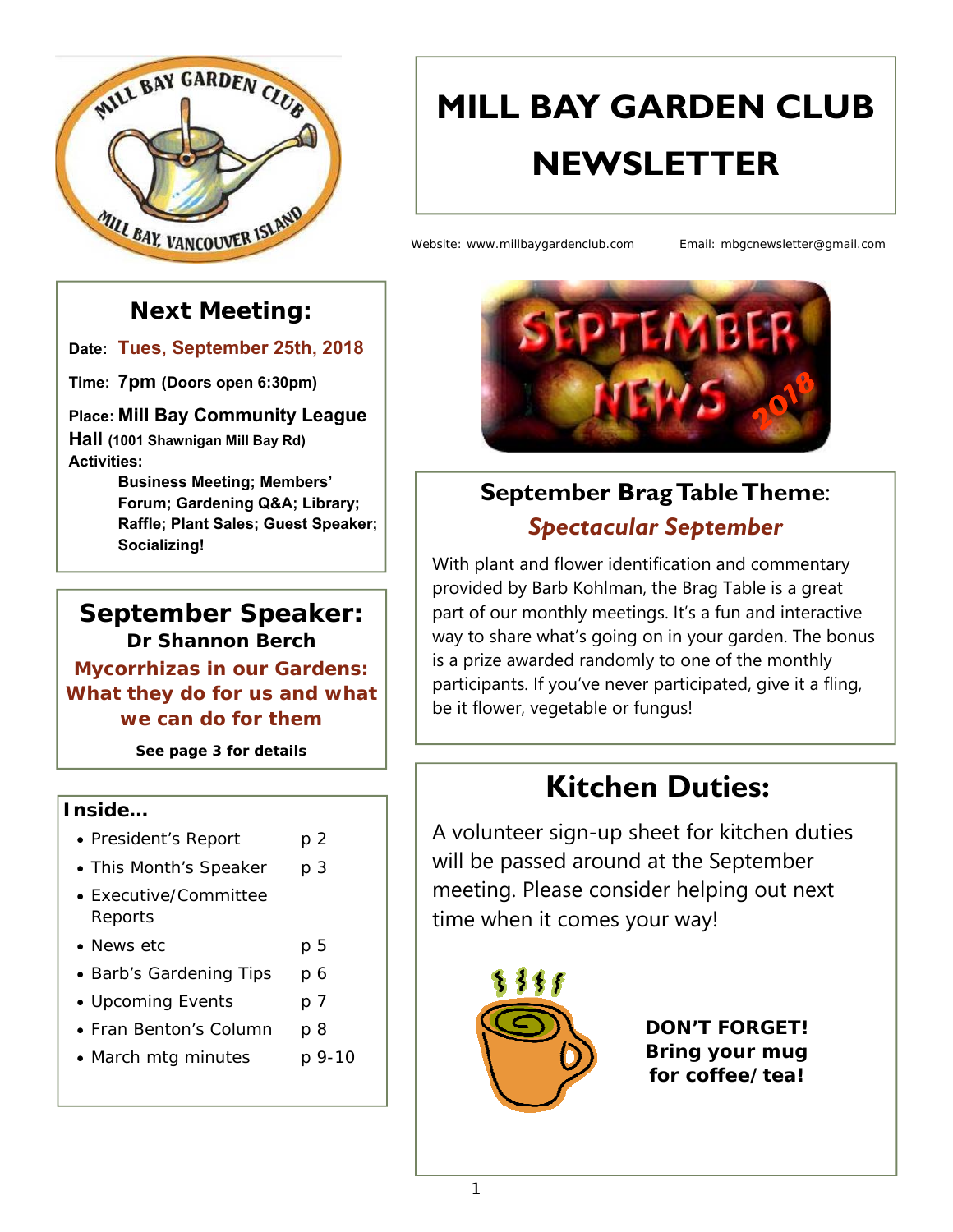# MILL BAY GARDEN CLUB NEWSLETTER

Website: www.millbaygardenclub.com    Email: mbgcnewsletter@gmail.com

## Next Meeting:

**Date:** **Tues, September 25th, 2018**

**Time:** **7pm** **(Doors open 6:30pm)**

**Place:** **Mill Bay Community League Hall** **(1001 Shawnigan Mill Bay Rd)**

**Activities:**

**Business Meeting; Members' Forum; Gardening Q&A; Library; Raffle; Plant Sales; Guest Speaker; Socializing!**

## September Speaker:

**Dr Shannon Berch**

**Mycorrhizas in our Gardens: What they do for us and what we can do for them**

**See page 3 for details**

### Inside…

| | |
|---|---|
| • President's Report | p 2 |
| • This Month's Speaker | p 3 |
| • Executive/Committee Reports | |
| • News etc | p 5 |
| • Barb's Gardening Tips | p 6 |
| • Upcoming Events | p 7 |
| • Fran Benton's Column | p 8 |
| • March mtg minutes | p 9-10 |

## September News 2018

## September Brag Table Theme:

*Spectacular September*

With plant and flower identification and commentary provided by Barb Kohlman, the Brag Table is a great part of our monthly meetings. It's a fun and interactive way to share what's going on in your garden. The bonus is a prize awarded randomly to one of the monthly participants. If you've never participated, give it a fling, be it flower, vegetable or fungus!

## Kitchen Duties:

A volunteer sign-up sheet for kitchen duties will be passed around at the September meeting. Please consider helping out next time when it comes your way!

**DON'T FORGET! Bring your mug for coffee/ tea!**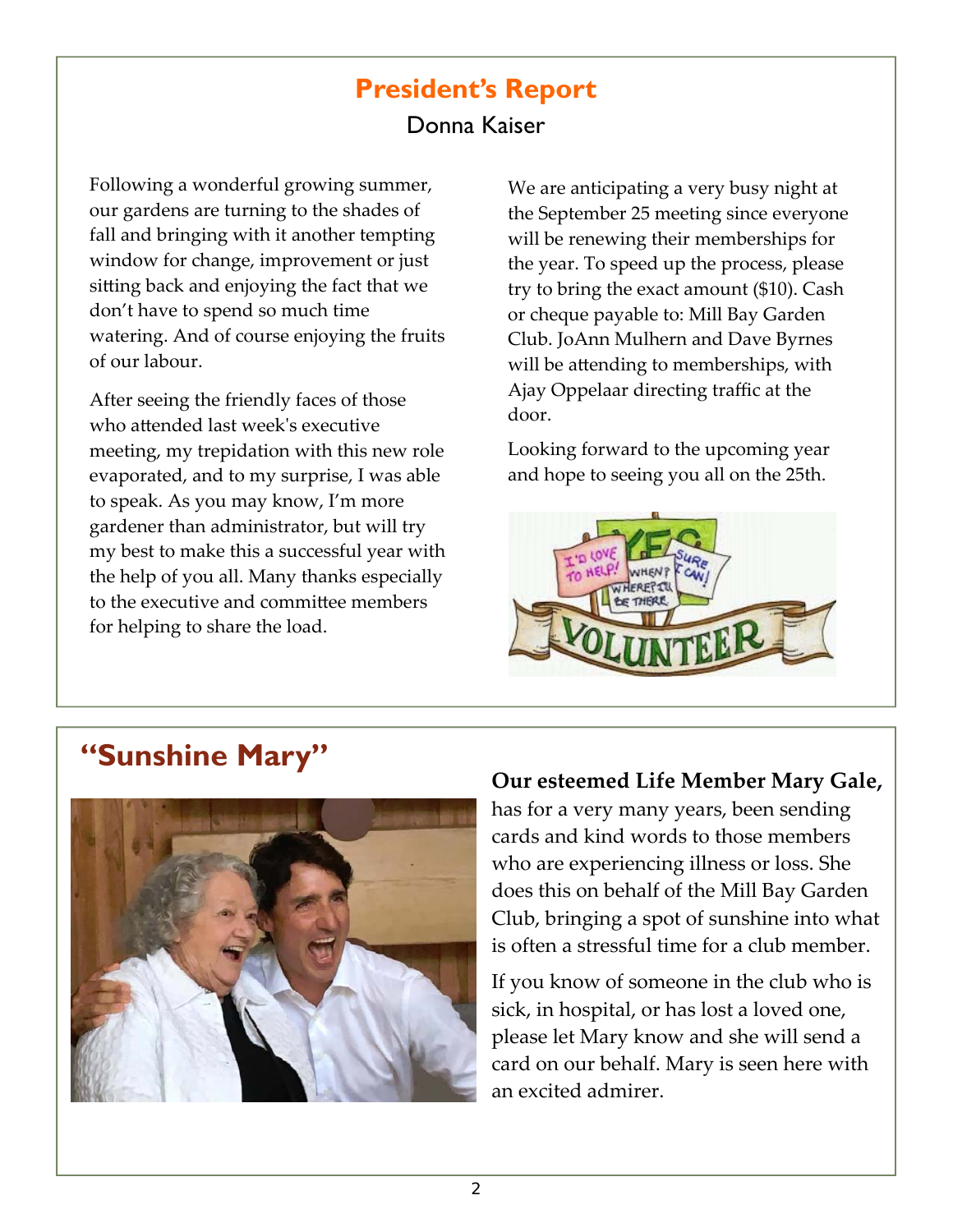## President's Report

Donna Kaiser

Following a wonderful growing summer, our gardens are turning to the shades of fall and bringing with it another tempting window for change, improvement or just sitting back and enjoying the fact that we don't have to spend so much time watering. And of course enjoying the fruits of our labour.

After seeing the friendly faces of those who attended last week's executive meeting, my trepidation with this new role evaporated, and to my surprise, I was able to speak. As you may know, I'm more gardener than administrator, but will try my best to make this a successful year with the help of you all. Many thanks especially to the executive and committee members for helping to share the load.

We are anticipating a very busy night at the September 25 meeting since everyone will be renewing their memberships for the year. To speed up the process, please try to bring the exact amount ($10). Cash or cheque payable to: Mill Bay Garden Club. JoAnn Mulhern and Dave Byrnes will be attending to memberships, with Ajay Oppelaar directing traffic at the door.

Looking forward to the upcoming year and hope to seeing you all on the 25th.

## "Sunshine Mary"

**Our esteemed Life Member Mary Gale,** has for a very many years, been sending cards and kind words to those members who are experiencing illness or loss. She does this on behalf of the Mill Bay Garden Club, bringing a spot of sunshine into what is often a stressful time for a club member.

If you know of someone in the club who is sick, in hospital, or has lost a loved one, please let Mary know and she will send a card on our behalf. Mary is seen here with an excited admirer.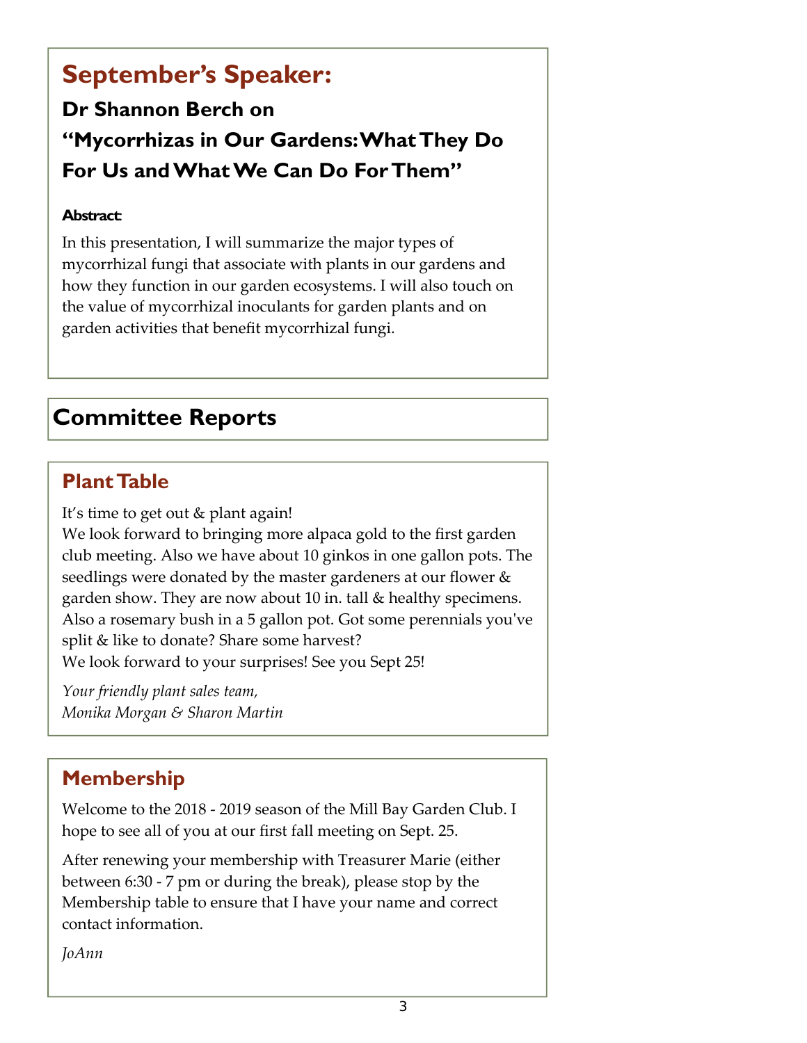## September's Speaker:

### Dr Shannon Berch on
### "Mycorrhizas in Our Gardens: What They Do For Us and What We Can Do For Them"

**Abstract:**

In this presentation, I will summarize the major types of mycorrhizal fungi that associate with plants in our gardens and how they function in our garden ecosystems. I will also touch on the value of mycorrhizal inoculants for garden plants and on garden activities that benefit mycorrhizal fungi.

## Committee Reports

### Plant Table

It's time to get out & plant again!
We look forward to bringing more alpaca gold to the first garden club meeting. Also we have about 10 ginkos in one gallon pots. The seedlings were donated by the master gardeners at our flower & garden show. They are now about 10 in. tall & healthy specimens. Also a rosemary bush in a 5 gallon pot. Got some perennials you've split & like to donate? Share some harvest?
We look forward to your surprises! See you Sept 25!

*Your friendly plant sales team,*
*Monika Morgan & Sharon Martin*

### Membership

Welcome to the 2018 - 2019 season of the Mill Bay Garden Club. I hope to see all of you at our first fall meeting on Sept. 25.

After renewing your membership with Treasurer Marie (either between 6:30 - 7 pm or during the break), please stop by the Membership table to ensure that I have your name and correct contact information.

*JoAnn*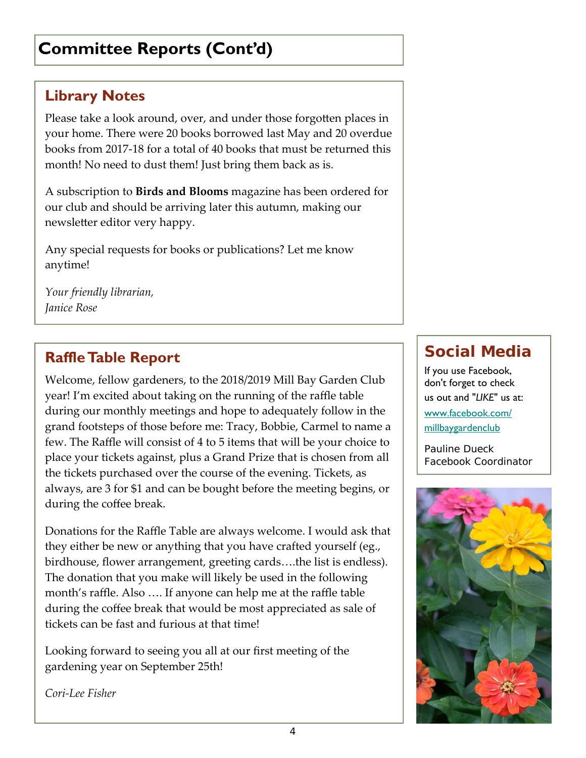# Committee Reports (Cont'd)

## Library Notes

Please take a look around, over, and under those forgotten places in your home. There were 20 books borrowed last May and 20 overdue books from 2017-18 for a total of 40 books that must be returned this month! No need to dust them! Just bring them back as is.

A subscription to **Birds and Blooms** magazine has been ordered for our club and should be arriving later this autumn, making our newsletter editor very happy.

Any special requests for books or publications? Let me know anytime!

*Your friendly librarian,*
*Janice Rose*

## Raffle Table Report

Welcome, fellow gardeners, to the 2018/2019 Mill Bay Garden Club year! I'm excited about taking on the running of the raffle table during our monthly meetings and hope to adequately follow in the grand footsteps of those before me: Tracy, Bobbie, Carmel to name a few. The Raffle will consist of 4 to 5 items that will be your choice to place your tickets against, plus a Grand Prize that is chosen from all the tickets purchased over the course of the evening. Tickets, as always, are 3 for $1 and can be bought before the meeting begins, or during the coffee break.

Donations for the Raffle Table are always welcome. I would ask that they either be new or anything that you have crafted yourself (eg., birdhouse, flower arrangement, greeting cards….the list is endless). The donation that you make will likely be used in the following month's raffle. Also …. If anyone can help me at the raffle table during the coffee break that would be most appreciated as sale of tickets can be fast and furious at that time!

Looking forward to seeing you all at our first meeting of the gardening year on September 25th!

*Cori-Lee Fisher*

## Social Media

If you use Facebook, don't forget to check us out and "*LIKE*" us at:

www.facebook.com/millbaygardenclub

Pauline Dueck
Facebook Coordinator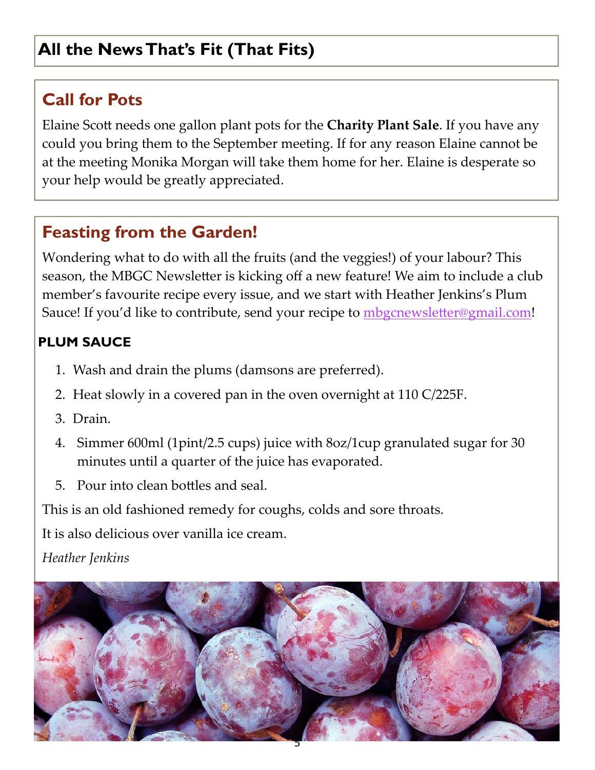## All the News That's Fit (That Fits)

### Call for Pots

Elaine Scott needs one gallon plant pots for the **Charity Plant Sale**. If you have any could you bring them to the September meeting. If for any reason Elaine cannot be at the meeting Monika Morgan will take them home for her. Elaine is desperate so your help would be greatly appreciated.

### Feasting from the Garden!

Wondering what to do with all the fruits (and the veggies!) of your labour? This season, the MBGC Newsletter is kicking off a new feature! We aim to include a club member's favourite recipe every issue, and we start with Heather Jenkins's Plum Sauce! If you'd like to contribute, send your recipe to mbgcnewsletter@gmail.com!

**PLUM SAUCE**

1. Wash and drain the plums (damsons are preferred).
2. Heat slowly in a covered pan in the oven overnight at 110 C/225F.
3. Drain.
4. Simmer 600ml (1pint/2.5 cups) juice with 8oz/1cup granulated sugar for 30 minutes until a quarter of the juice has evaporated.
5. Pour into clean bottles and seal.

This is an old fashioned remedy for coughs, colds and sore throats.

It is also delicious over vanilla ice cream.

*Heather Jenkins*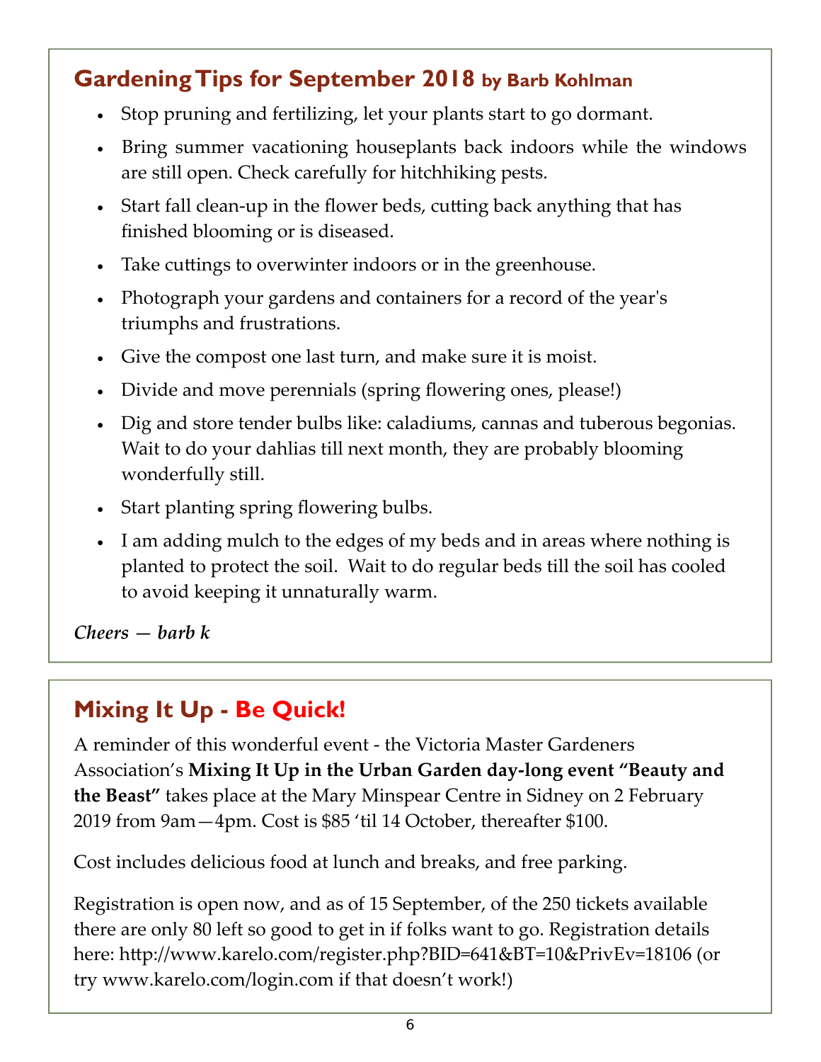## Gardening Tips for September 2018 by Barb Kohlman

- Stop pruning and fertilizing, let your plants start to go dormant.
- Bring summer vacationing houseplants back indoors while the windows are still open. Check carefully for hitchhiking pests.
- Start fall clean-up in the flower beds, cutting back anything that has finished blooming or is diseased.
- Take cuttings to overwinter indoors or in the greenhouse.
- Photograph your gardens and containers for a record of the year's triumphs and frustrations.
- Give the compost one last turn, and make sure it is moist.
- Divide and move perennials (spring flowering ones, please!)
- Dig and store tender bulbs like: caladiums, cannas and tuberous begonias. Wait to do your dahlias till next month, they are probably blooming wonderfully still.
- Start planting spring flowering bulbs.
- I am adding mulch to the edges of my beds and in areas where nothing is planted to protect the soil. Wait to do regular beds till the soil has cooled to avoid keeping it unnaturally warm.

***Cheers — barb k***

## Mixing It Up - Be Quick!

A reminder of this wonderful event - the Victoria Master Gardeners Association's **Mixing It Up in the Urban Garden day-long event "Beauty and the Beast"** takes place at the Mary Minspear Centre in Sidney on 2 February 2019 from 9am—4pm. Cost is $85 'til 14 October, thereafter $100.

Cost includes delicious food at lunch and breaks, and free parking.

Registration is open now, and as of 15 September, of the 250 tickets available there are only 80 left so good to get in if folks want to go. Registration details here: http://www.karelo.com/register.php?BID=641&BT=10&PrivEv=18106 (or try www.karelo.com/login.com if that doesn't work!)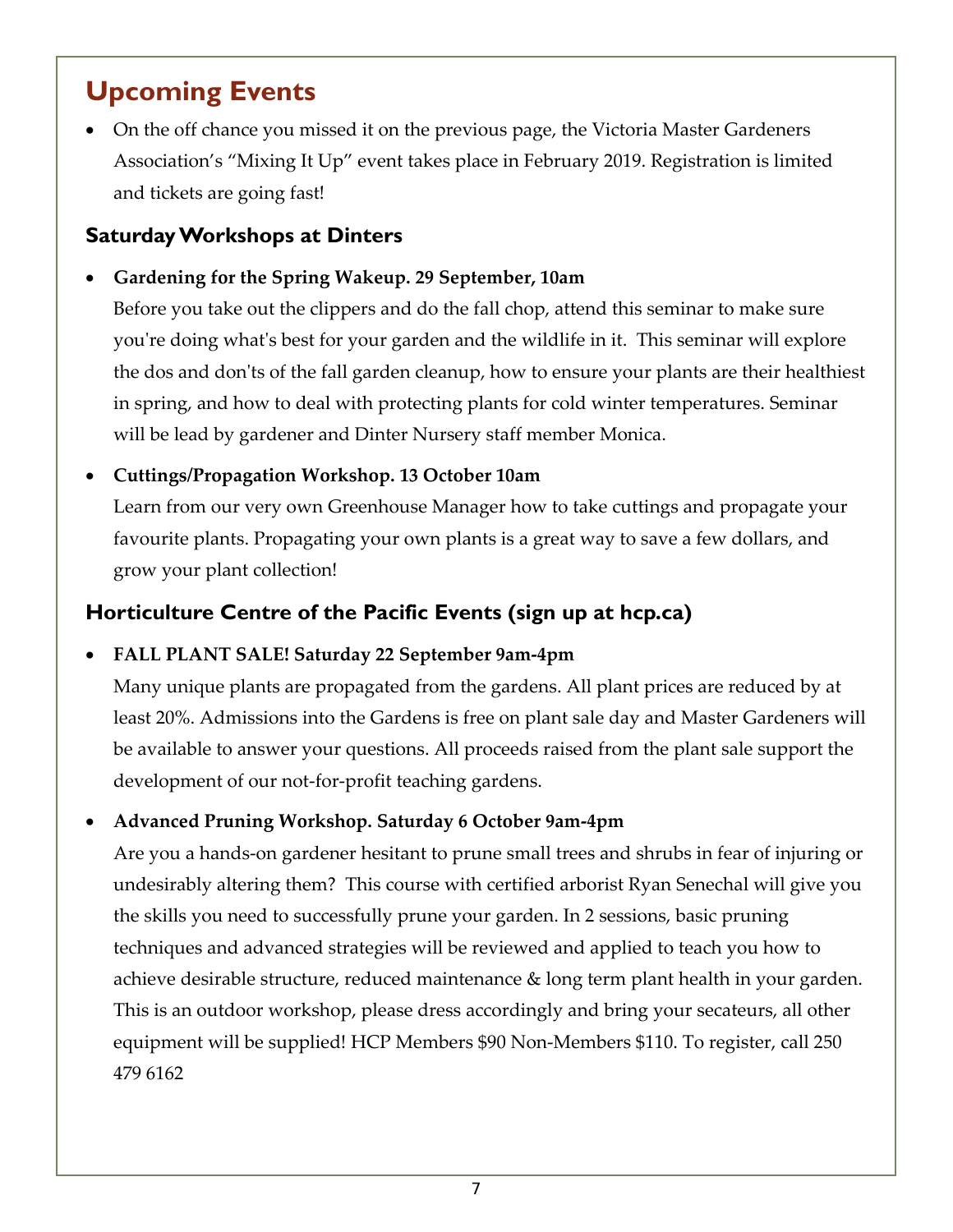## Upcoming Events

- On the off chance you missed it on the previous page, the Victoria Master Gardeners Association's "Mixing It Up" event takes place in February 2019. Registration is limited and tickets are going fast!

### Saturday Workshops at Dinters

- **Gardening for the Spring Wakeup. 29 September, 10am**
  Before you take out the clippers and do the fall chop, attend this seminar to make sure you're doing what's best for your garden and the wildlife in it. This seminar will explore the dos and don'ts of the fall garden cleanup, how to ensure your plants are their healthiest in spring, and how to deal with protecting plants for cold winter temperatures. Seminar will be lead by gardener and Dinter Nursery staff member Monica.

- **Cuttings/Propagation Workshop. 13 October 10am**
  Learn from our very own Greenhouse Manager how to take cuttings and propagate your favourite plants. Propagating your own plants is a great way to save a few dollars, and grow your plant collection!

### Horticulture Centre of the Pacific Events (sign up at hcp.ca)

- **FALL PLANT SALE! Saturday 22 September 9am-4pm**
  Many unique plants are propagated from the gardens. All plant prices are reduced by at least 20%. Admissions into the Gardens is free on plant sale day and Master Gardeners will be available to answer your questions. All proceeds raised from the plant sale support the development of our not-for-profit teaching gardens.

- **Advanced Pruning Workshop. Saturday 6 October 9am-4pm**
  Are you a hands-on gardener hesitant to prune small trees and shrubs in fear of injuring or undesirably altering them? This course with certified arborist Ryan Senechal will give you the skills you need to successfully prune your garden. In 2 sessions, basic pruning techniques and advanced strategies will be reviewed and applied to teach you how to achieve desirable structure, reduced maintenance & long term plant health in your garden. This is an outdoor workshop, please dress accordingly and bring your secateurs, all other equipment will be supplied! HCP Members $90 Non-Members $110. To register, call 250 479 6162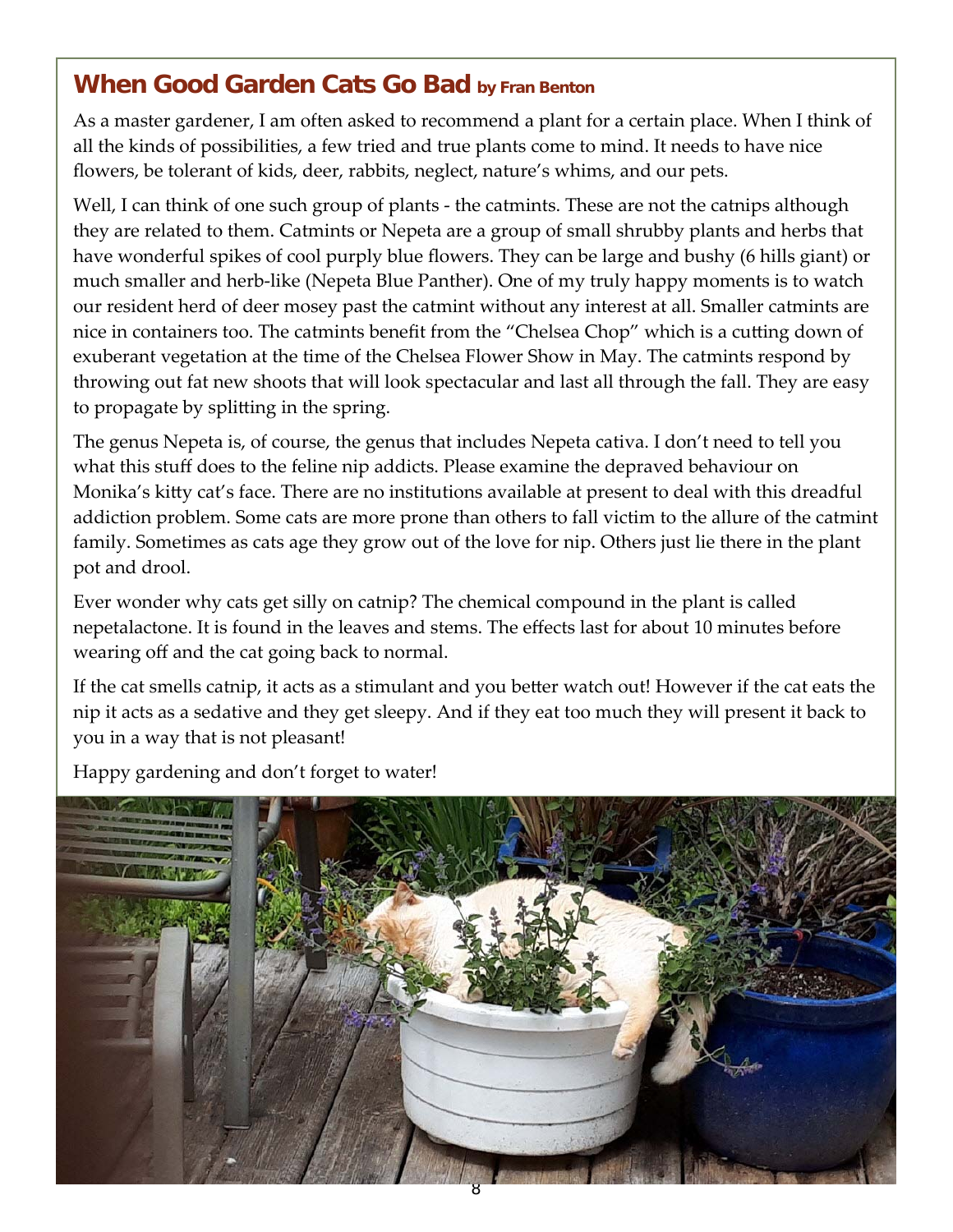## When Good Garden Cats Go Bad by Fran Benton

As a master gardener, I am often asked to recommend a plant for a certain place. When I think of all the kinds of possibilities, a few tried and true plants come to mind. It needs to have nice flowers, be tolerant of kids, deer, rabbits, neglect, nature's whims, and our pets.

Well, I can think of one such group of plants - the catmints. These are not the catnips although they are related to them. Catmints or Nepeta are a group of small shrubby plants and herbs that have wonderful spikes of cool purply blue flowers. They can be large and bushy (6 hills giant) or much smaller and herb-like (Nepeta Blue Panther). One of my truly happy moments is to watch our resident herd of deer mosey past the catmint without any interest at all. Smaller catmints are nice in containers too. The catmints benefit from the "Chelsea Chop" which is a cutting down of exuberant vegetation at the time of the Chelsea Flower Show in May. The catmints respond by throwing out fat new shoots that will look spectacular and last all through the fall. They are easy to propagate by splitting in the spring.

The genus Nepeta is, of course, the genus that includes Nepeta cativa. I don't need to tell you what this stuff does to the feline nip addicts. Please examine the depraved behaviour on Monika's kitty cat's face. There are no institutions available at present to deal with this dreadful addiction problem. Some cats are more prone than others to fall victim to the allure of the catmint family. Sometimes as cats age they grow out of the love for nip. Others just lie there in the plant pot and drool.

Ever wonder why cats get silly on catnip? The chemical compound in the plant is called nepetalactone. It is found in the leaves and stems. The effects last for about 10 minutes before wearing off and the cat going back to normal.

If the cat smells catnip, it acts as a stimulant and you better watch out! However if the cat eats the nip it acts as a sedative and they get sleepy. And if they eat too much they will present it back to you in a way that is not pleasant!

Happy gardening and don't forget to water!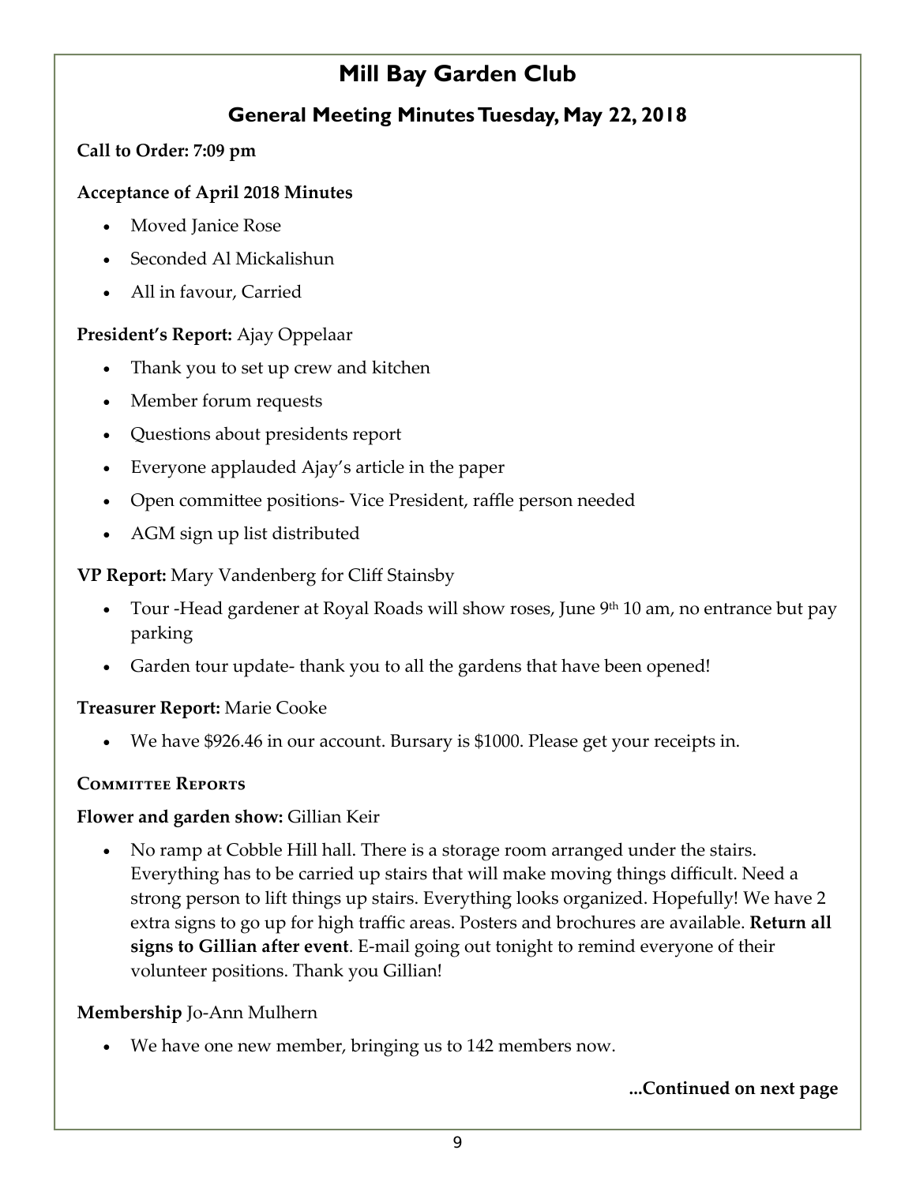# Mill Bay Garden Club

## General Meeting Minutes Tuesday, May 22, 2018

**Call to Order: 7:09 pm**

**Acceptance of April 2018 Minutes**

- Moved Janice Rose
- Seconded Al Mickalishun
- All in favour, Carried

**President's Report:** Ajay Oppelaar

- Thank you to set up crew and kitchen
- Member forum requests
- Questions about presidents report
- Everyone applauded Ajay's article in the paper
- Open committee positions- Vice President, raffle person needed
- AGM sign up list distributed

**VP Report:** Mary Vandenberg for Cliff Stainsby

- Tour -Head gardener at Royal Roads will show roses, June 9th 10 am, no entrance but pay parking
- Garden tour update- thank you to all the gardens that have been opened!

**Treasurer Report:** Marie Cooke

- We have $926.46 in our account. Bursary is $1000. Please get your receipts in.

### Committee Reports

**Flower and garden show:** Gillian Keir

- No ramp at Cobble Hill hall. There is a storage room arranged under the stairs. Everything has to be carried up stairs that will make moving things difficult. Need a strong person to lift things up stairs. Everything looks organized. Hopefully! We have 2 extra signs to go up for high traffic areas. Posters and brochures are available. **Return all signs to Gillian after event**. E-mail going out tonight to remind everyone of their volunteer positions. Thank you Gillian!

**Membership** Jo-Ann Mulhern

- We have one new member, bringing us to 142 members now.

**...Continued on next page**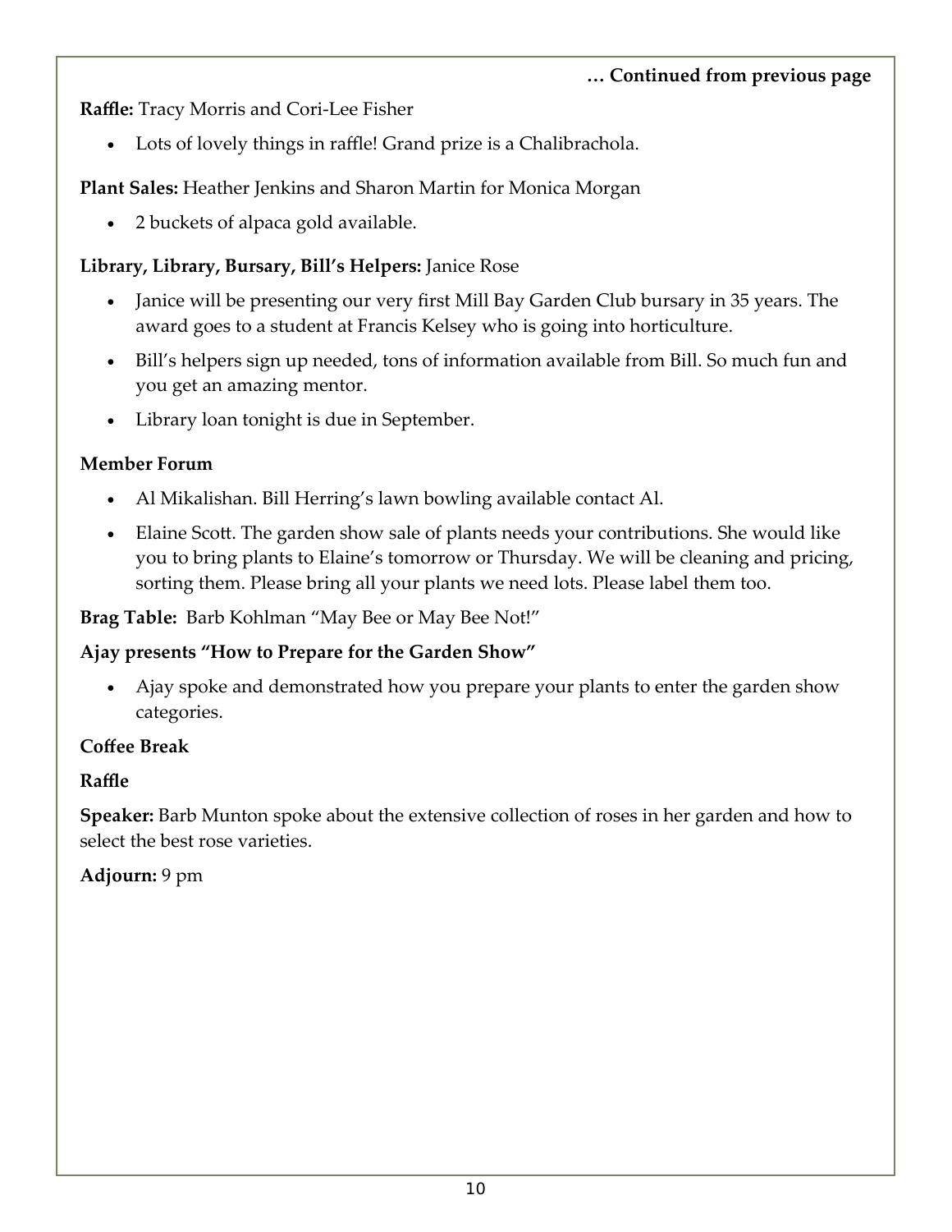**… Continued from previous page**

**Raffle:** Tracy Morris and Cori-Lee Fisher

- Lots of lovely things in raffle! Grand prize is a Chalibrachola.

**Plant Sales:** Heather Jenkins and Sharon Martin for Monica Morgan

- 2 buckets of alpaca gold available.

**Library, Library, Bursary, Bill's Helpers:** Janice Rose

- Janice will be presenting our very first Mill Bay Garden Club bursary in 35 years. The award goes to a student at Francis Kelsey who is going into horticulture.
- Bill's helpers sign up needed, tons of information available from Bill. So much fun and you get an amazing mentor.
- Library loan tonight is due in September.

**Member Forum**

- Al Mikalishan. Bill Herring's lawn bowling available contact Al.
- Elaine Scott. The garden show sale of plants needs your contributions. She would like you to bring plants to Elaine's tomorrow or Thursday. We will be cleaning and pricing, sorting them. Please bring all your plants we need lots. Please label them too.

**Brag Table:** Barb Kohlman "May Bee or May Bee Not!"

**Ajay presents "How to Prepare for the Garden Show"**

- Ajay spoke and demonstrated how you prepare your plants to enter the garden show categories.

**Coffee Break**

**Raffle**

**Speaker:** Barb Munton spoke about the extensive collection of roses in her garden and how to select the best rose varieties.

**Adjourn:** 9 pm